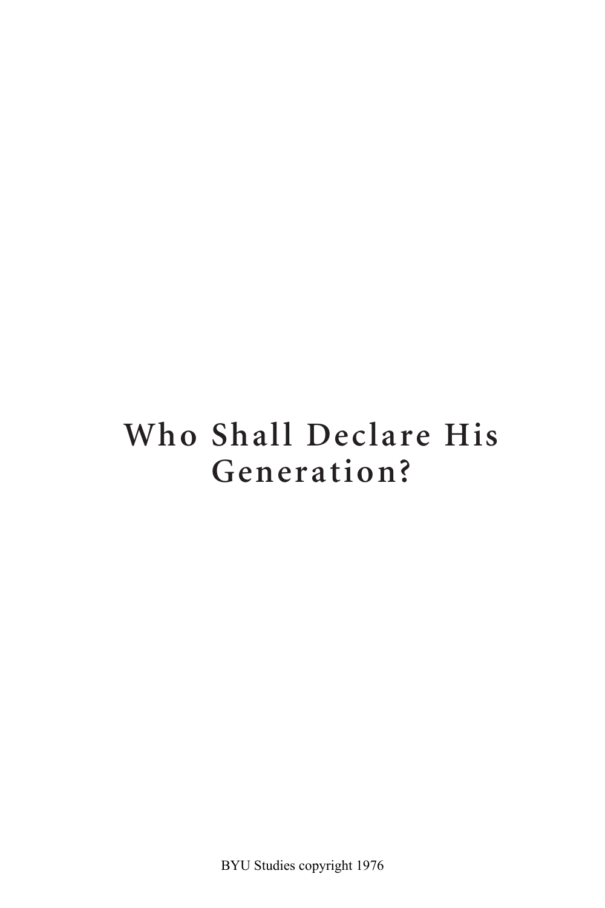# Who Shall Declare His Generation?

BYU Studies copyright 1976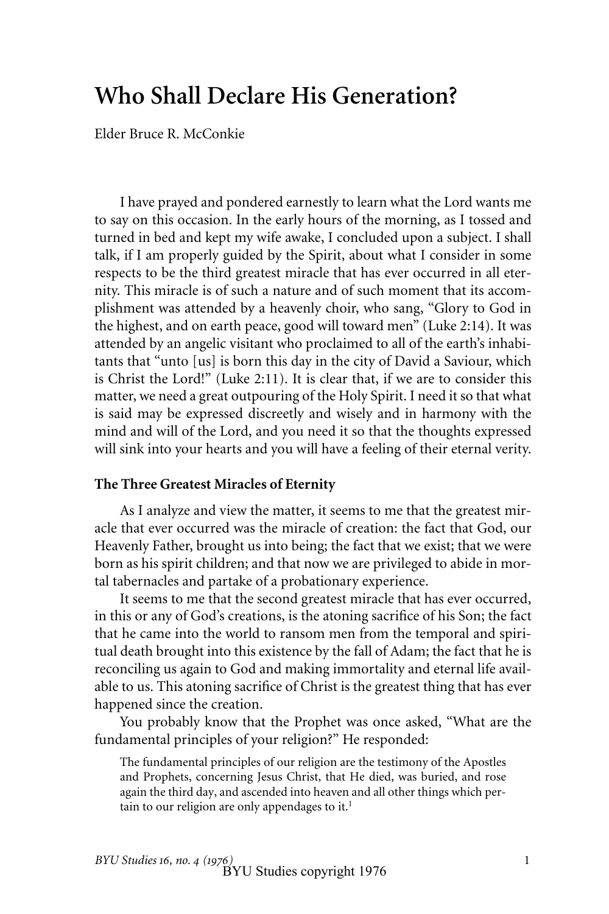# Who Shall Declare His Generation?

Elder Bruce R. McConkie

I have prayed and pondered earnestly to learn what the Lord wants me to say on this occasion. In the early hours of the morning, as I tossed and turned in bed and kept my wife awake, I concluded upon a subject. I shall talk, if I am properly guided by the Spirit, about what I consider in some respects to be the third greatest miracle that has ever occurred in all eternity. This miracle is of such a nature and of such moment that its accomplishment was attended by a heavenly choir, who sang, "Glory to God in the highest, and on earth peace, good will toward men" (Luke 2:14). It was attended by an angelic visitant who proclaimed to all of the earth's inhabitants that "unto [us] is born this day in the city of David a Saviour, which is Christ the Lord!" (Luke 2:11). It is clear that, if we are to consider this matter, we need a great outpouring of the Holy Spirit. I need it so that what is said may be expressed discreetly and wisely and in harmony with the mind and will of the Lord, and you need it so that the thoughts expressed will sink into your hearts and you will have a feeling of their eternal verity.

### The Three Greatest Miracles of Eternity

As I analyze and view the matter, it seems to me that the greatest miracle that ever occurred was the miracle of creation: the fact that God, our Heavenly Father, brought us into being; the fact that we exist; that we were born as his spirit children; and that now we are privileged to abide in mortal tabernacles and partake of a probationary experience.

It seems to me that the second greatest miracle that has ever occurred, in this or any of God's creations, is the atoning sacrifice of his Son; the fact that he came into the world to ransom men from the temporal and spiritual death brought into this existence by the fall of Adam; the fact that he is reconciling us again to God and making immortality and eternal life available to us. This atoning sacrifice of Christ is the greatest thing that has ever happened since the creation.

You probably know that the Prophet was once asked, "What are the fundamental principles of your religion?" He responded:

> The fundamental principles of our religion are the testimony of the Apostles and Prophets, concerning Jesus Christ, that He died, was buried, and rose again the third day, and ascended into heaven and all other things which pertain to our religion are only appendages to it.[1]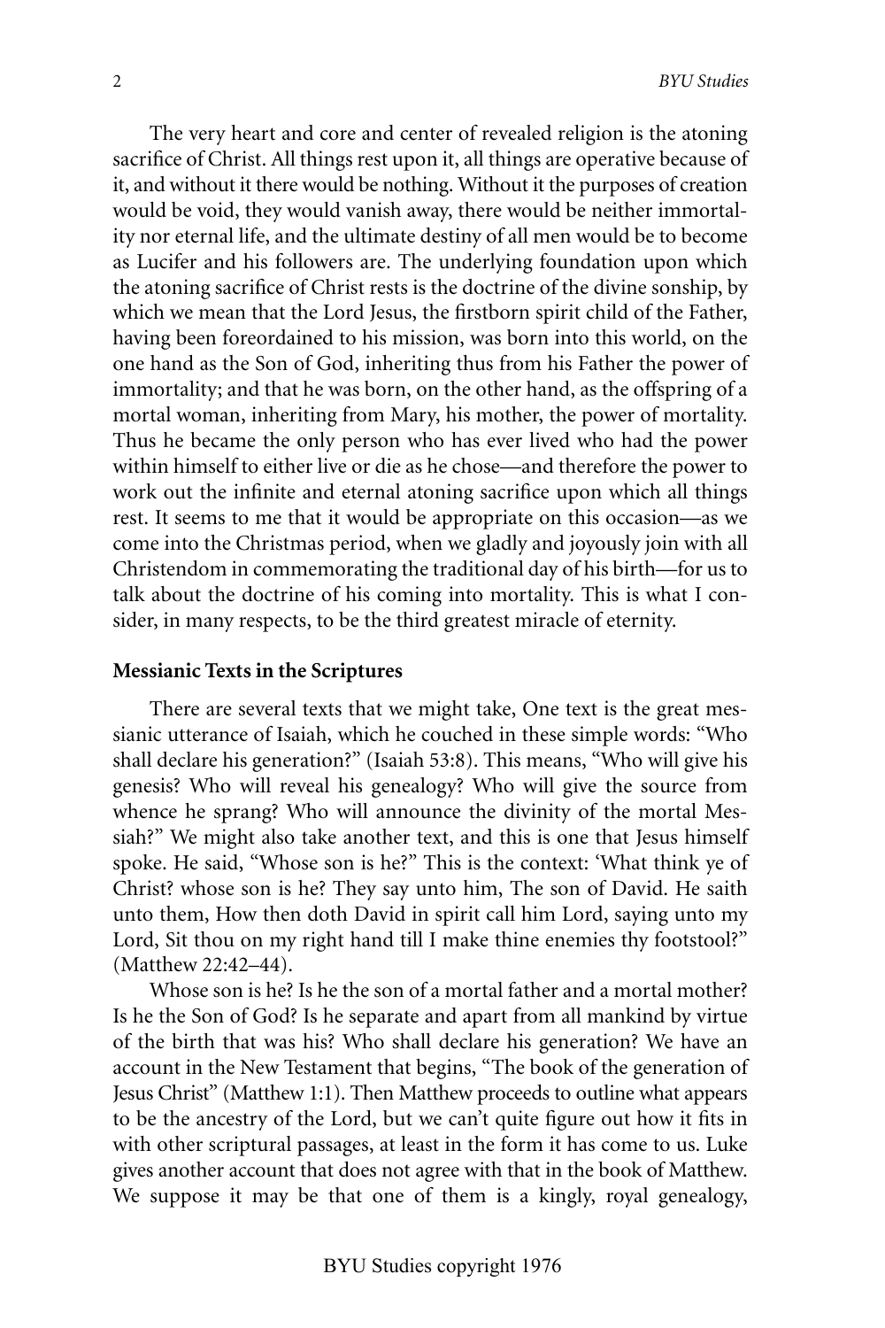The very heart and core and center of revealed religion is the atoning sacrifice of Christ. All things rest upon it, all things are operative because of it, and without it there would be nothing. Without it the purposes of creation would be void, they would vanish away, there would be neither immortality nor eternal life, and the ultimate destiny of all men would be to become as Lucifer and his followers are. The underlying foundation upon which the atoning sacrifice of Christ rests is the doctrine of the divine sonship, by which we mean that the Lord Jesus, the firstborn spirit child of the Father, having been foreordained to his mission, was born into this world, on the one hand as the Son of God, inheriting thus from his Father the power of immortality; and that he was born, on the other hand, as the offspring of a mortal woman, inheriting from Mary, his mother, the power of mortality. Thus he became the only person who has ever lived who had the power within himself to either live or die as he chose—and therefore the power to work out the infinite and eternal atoning sacrifice upon which all things rest. It seems to me that it would be appropriate on this occasion—as we come into the Christmas period, when we gladly and joyously join with all Christendom in commemorating the traditional day of his birth—for us to talk about the doctrine of his coming into mortality. This is what I consider, in many respects, to be the third greatest miracle of eternity.

**Messianic Texts in the Scriptures**

There are several texts that we might take, One text is the great messianic utterance of Isaiah, which he couched in these simple words: "Who shall declare his generation?" (Isaiah 53:8). This means, "Who will give his genesis? Who will reveal his genealogy? Who will give the source from whence he sprang? Who will announce the divinity of the mortal Messiah?" We might also take another text, and this is one that Jesus himself spoke. He said, "Whose son is he?" This is the context: 'What think ye of Christ? whose son is he? They say unto him, The son of David. He saith unto them, How then doth David in spirit call him Lord, saying unto my Lord, Sit thou on my right hand till I make thine enemies thy footstool?" (Matthew 22:42–44).

Whose son is he? Is he the son of a mortal father and a mortal mother? Is he the Son of God? Is he separate and apart from all mankind by virtue of the birth that was his? Who shall declare his generation? We have an account in the New Testament that begins, "The book of the generation of Jesus Christ" (Matthew 1:1). Then Matthew proceeds to outline what appears to be the ancestry of the Lord, but we can't quite figure out how it fits in with other scriptural passages, at least in the form it has come to us. Luke gives another account that does not agree with that in the book of Matthew. We suppose it may be that one of them is a kingly, royal genealogy,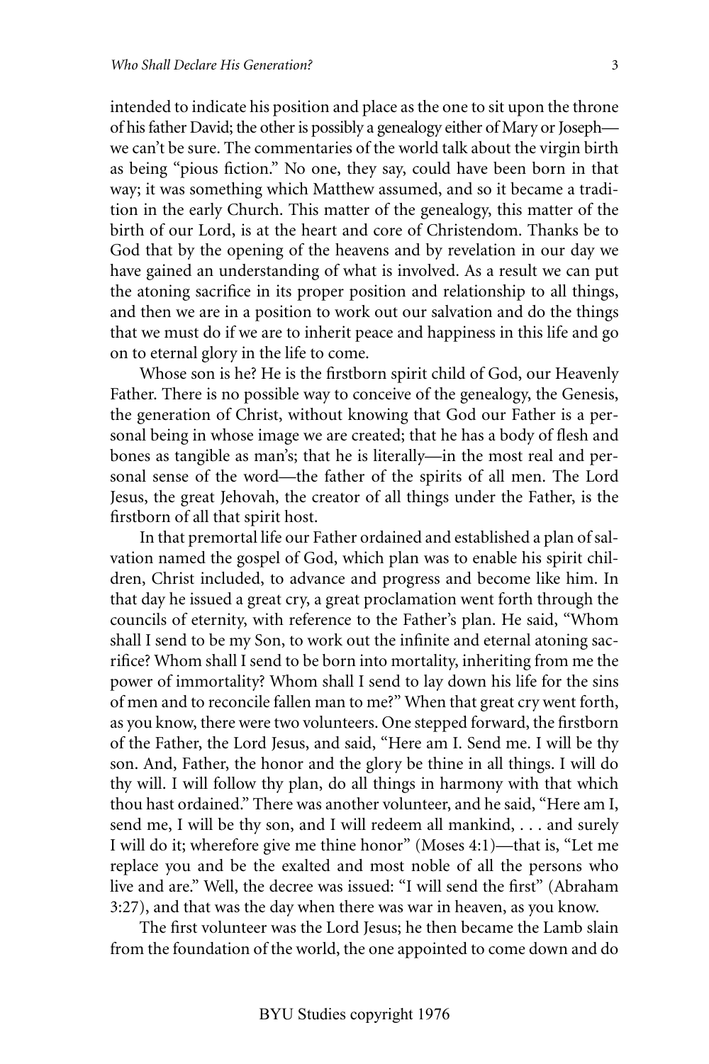intended to indicate his position and place as the one to sit upon the throne of his father David; the other is possibly a genealogy either of Mary or Joseph—we can't be sure. The commentaries of the world talk about the virgin birth as being "pious fiction." No one, they say, could have been born in that way; it was something which Matthew assumed, and so it became a tradition in the early Church. This matter of the genealogy, this matter of the birth of our Lord, is at the heart and core of Christendom. Thanks be to God that by the opening of the heavens and by revelation in our day we have gained an understanding of what is involved. As a result we can put the atoning sacrifice in its proper position and relationship to all things, and then we are in a position to work out our salvation and do the things that we must do if we are to inherit peace and happiness in this life and go on to eternal glory in the life to come.

Whose son is he? He is the firstborn spirit child of God, our Heavenly Father. There is no possible way to conceive of the genealogy, the Genesis, the generation of Christ, without knowing that God our Father is a personal being in whose image we are created; that he has a body of flesh and bones as tangible as man's; that he is literally—in the most real and personal sense of the word—the father of the spirits of all men. The Lord Jesus, the great Jehovah, the creator of all things under the Father, is the firstborn of all that spirit host.

In that premortal life our Father ordained and established a plan of salvation named the gospel of God, which plan was to enable his spirit children, Christ included, to advance and progress and become like him. In that day he issued a great cry, a great proclamation went forth through the councils of eternity, with reference to the Father's plan. He said, "Whom shall I send to be my Son, to work out the infinite and eternal atoning sacrifice? Whom shall I send to be born into mortality, inheriting from me the power of immortality? Whom shall I send to lay down his life for the sins of men and to reconcile fallen man to me?" When that great cry went forth, as you know, there were two volunteers. One stepped forward, the firstborn of the Father, the Lord Jesus, and said, "Here am I. Send me. I will be thy son. And, Father, the honor and the glory be thine in all things. I will do thy will. I will follow thy plan, do all things in harmony with that which thou hast ordained." There was another volunteer, and he said, "Here am I, send me, I will be thy son, and I will redeem all mankind, . . . and surely I will do it; wherefore give me thine honor" (Moses 4:1)—that is, "Let me replace you and be the exalted and most noble of all the persons who live and are." Well, the decree was issued: "I will send the first" (Abraham 3:27), and that was the day when there was war in heaven, as you know.

The first volunteer was the Lord Jesus; he then became the Lamb slain from the foundation of the world, the one appointed to come down and do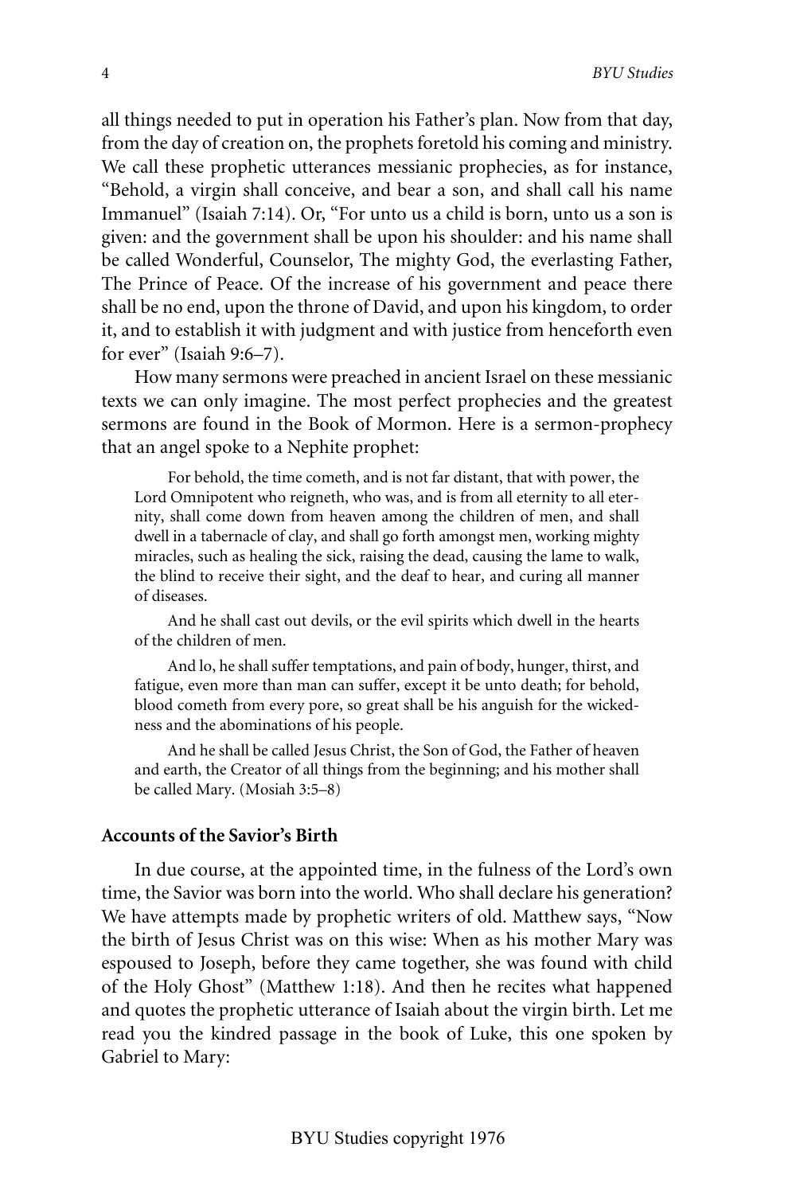all things needed to put in operation his Father's plan. Now from that day, from the day of creation on, the prophets foretold his coming and ministry. We call these prophetic utterances messianic prophecies, as for instance, "Behold, a virgin shall conceive, and bear a son, and shall call his name Immanuel" (Isaiah 7:14). Or, "For unto us a child is born, unto us a son is given: and the government shall be upon his shoulder: and his name shall be called Wonderful, Counselor, The mighty God, the everlasting Father, The Prince of Peace. Of the increase of his government and peace there shall be no end, upon the throne of David, and upon his kingdom, to order it, and to establish it with judgment and with justice from henceforth even for ever" (Isaiah 9:6–7).

How many sermons were preached in ancient Israel on these messianic texts we can only imagine. The most perfect prophecies and the greatest sermons are found in the Book of Mormon. Here is a sermon-prophecy that an angel spoke to a Nephite prophet:

> For behold, the time cometh, and is not far distant, that with power, the Lord Omnipotent who reigneth, who was, and is from all eternity to all eternity, shall come down from heaven among the children of men, and shall dwell in a tabernacle of clay, and shall go forth amongst men, working mighty miracles, such as healing the sick, raising the dead, causing the lame to walk, the blind to receive their sight, and the deaf to hear, and curing all manner of diseases.
>
> And he shall cast out devils, or the evil spirits which dwell in the hearts of the children of men.
>
> And lo, he shall suffer temptations, and pain of body, hunger, thirst, and fatigue, even more than man can suffer, except it be unto death; for behold, blood cometh from every pore, so great shall be his anguish for the wickedness and the abominations of his people.
>
> And he shall be called Jesus Christ, the Son of God, the Father of heaven and earth, the Creator of all things from the beginning; and his mother shall be called Mary. (Mosiah 3:5–8)

**Accounts of the Savior's Birth**

In due course, at the appointed time, in the fulness of the Lord's own time, the Savior was born into the world. Who shall declare his generation? We have attempts made by prophetic writers of old. Matthew says, "Now the birth of Jesus Christ was on this wise: When as his mother Mary was espoused to Joseph, before they came together, she was found with child of the Holy Ghost" (Matthew 1:18). And then he recites what happened and quotes the prophetic utterance of Isaiah about the virgin birth. Let me read you the kindred passage in the book of Luke, this one spoken by Gabriel to Mary: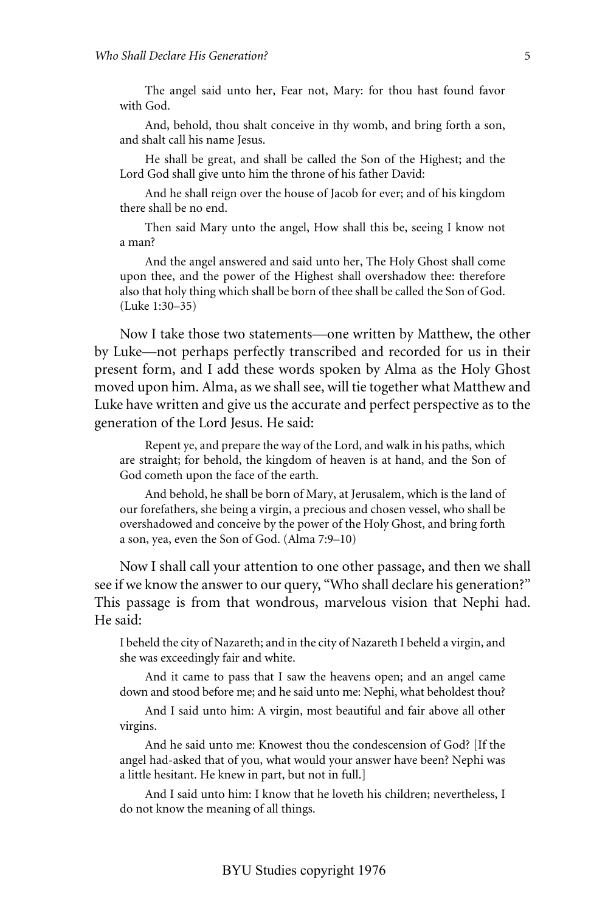> The angel said unto her, Fear not, Mary: for thou hast found favor with God.
>
> And, behold, thou shalt conceive in thy womb, and bring forth a son, and shalt call his name Jesus.
>
> He shall be great, and shall be called the Son of the Highest; and the Lord God shall give unto him the throne of his father David:
>
> And he shall reign over the house of Jacob for ever; and of his kingdom there shall be no end.
>
> Then said Mary unto the angel, How shall this be, seeing I know not a man?
>
> And the angel answered and said unto her, The Holy Ghost shall come upon thee, and the power of the Highest shall overshadow thee: therefore also that holy thing which shall be born of thee shall be called the Son of God. (Luke 1:30–35)

Now I take those two statements—one written by Matthew, the other by Luke—not perhaps perfectly transcribed and recorded for us in their present form, and I add these words spoken by Alma as the Holy Ghost moved upon him. Alma, as we shall see, will tie together what Matthew and Luke have written and give us the accurate and perfect perspective as to the generation of the Lord Jesus. He said:

> Repent ye, and prepare the way of the Lord, and walk in his paths, which are straight; for behold, the kingdom of heaven is at hand, and the Son of God cometh upon the face of the earth.
>
> And behold, he shall be born of Mary, at Jerusalem, which is the land of our forefathers, she being a virgin, a precious and chosen vessel, who shall be overshadowed and conceive by the power of the Holy Ghost, and bring forth a son, yea, even the Son of God. (Alma 7:9–10)

Now I shall call your attention to one other passage, and then we shall see if we know the answer to our query, "Who shall declare his generation?" This passage is from that wondrous, marvelous vision that Nephi had. He said:

> I beheld the city of Nazareth; and in the city of Nazareth I beheld a virgin, and she was exceedingly fair and white.
>
> And it came to pass that I saw the heavens open; and an angel came down and stood before me; and he said unto me: Nephi, what beholdest thou?
>
> And I said unto him: A virgin, most beautiful and fair above all other virgins.
>
> And he said unto me: Knowest thou the condescension of God? [If the angel had-asked that of you, what would your answer have been? Nephi was a little hesitant. He knew in part, but not in full.]
>
> And I said unto him: I know that he loveth his children; nevertheless, I do not know the meaning of all things.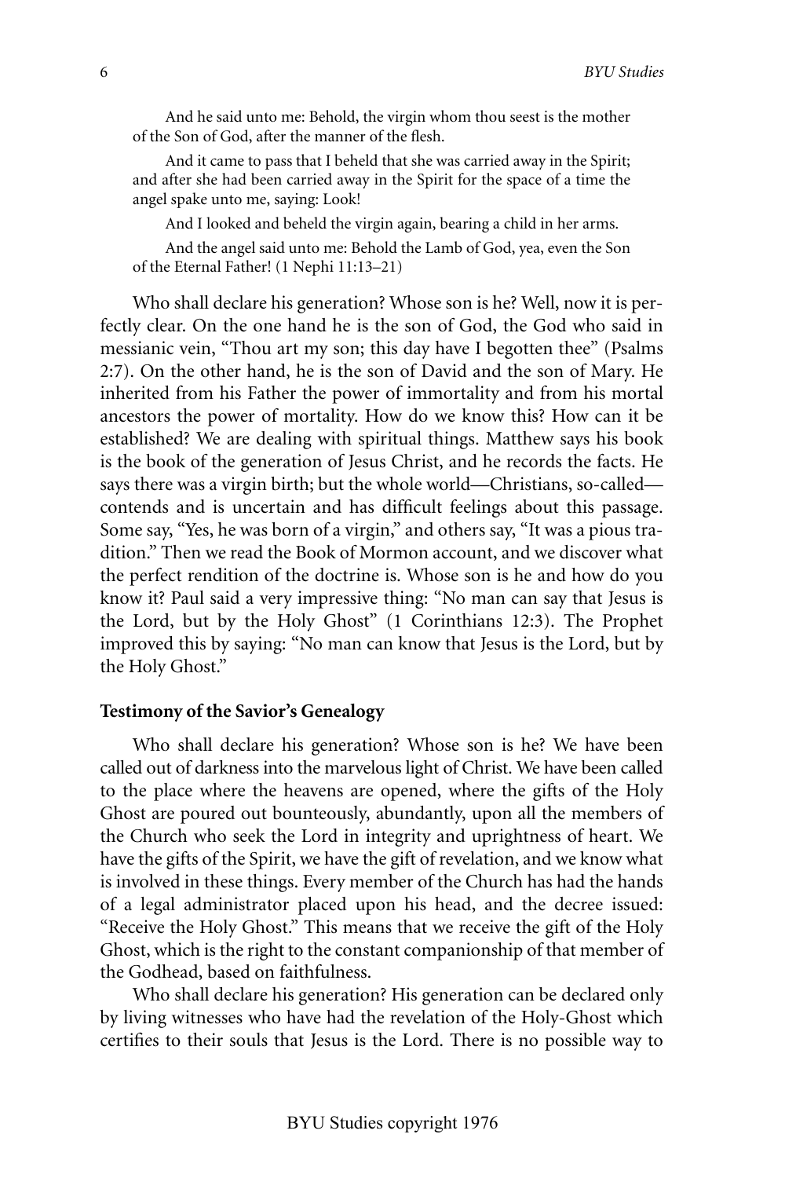> And he said unto me: Behold, the virgin whom thou seest is the mother of the Son of God, after the manner of the flesh.
>
> And it came to pass that I beheld that she was carried away in the Spirit; and after she had been carried away in the Spirit for the space of a time the angel spake unto me, saying: Look!
>
> And I looked and beheld the virgin again, bearing a child in her arms.
>
> And the angel said unto me: Behold the Lamb of God, yea, even the Son of the Eternal Father! (1 Nephi 11:13–21)

Who shall declare his generation? Whose son is he? Well, now it is perfectly clear. On the one hand he is the son of God, the God who said in messianic vein, "Thou art my son; this day have I begotten thee" (Psalms 2:7). On the other hand, he is the son of David and the son of Mary. He inherited from his Father the power of immortality and from his mortal ancestors the power of mortality. How do we know this? How can it be established? We are dealing with spiritual things. Matthew says his book is the book of the generation of Jesus Christ, and he records the facts. He says there was a virgin birth; but the whole world—Christians, so-called—contends and is uncertain and has difficult feelings about this passage. Some say, "Yes, he was born of a virgin," and others say, "It was a pious tradition." Then we read the Book of Mormon account, and we discover what the perfect rendition of the doctrine is. Whose son is he and how do you know it? Paul said a very impressive thing: "No man can say that Jesus is the Lord, but by the Holy Ghost" (1 Corinthians 12:3). The Prophet improved this by saying: "No man can know that Jesus is the Lord, but by the Holy Ghost."

**Testimony of the Savior's Genealogy**

Who shall declare his generation? Whose son is he? We have been called out of darkness into the marvelous light of Christ. We have been called to the place where the heavens are opened, where the gifts of the Holy Ghost are poured out bounteously, abundantly, upon all the members of the Church who seek the Lord in integrity and uprightness of heart. We have the gifts of the Spirit, we have the gift of revelation, and we know what is involved in these things. Every member of the Church has had the hands of a legal administrator placed upon his head, and the decree issued: "Receive the Holy Ghost." This means that we receive the gift of the Holy Ghost, which is the right to the constant companionship of that member of the Godhead, based on faithfulness.

Who shall declare his generation? His generation can be declared only by living witnesses who have had the revelation of the Holy-Ghost which certifies to their souls that Jesus is the Lord. There is no possible way to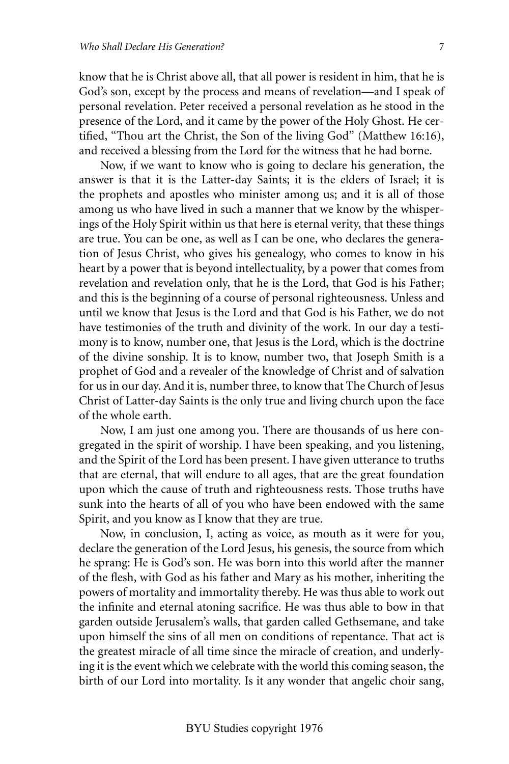know that he is Christ above all, that all power is resident in him, that he is God's son, except by the process and means of revelation—and I speak of personal revelation. Peter received a personal revelation as he stood in the presence of the Lord, and it came by the power of the Holy Ghost. He certified, "Thou art the Christ, the Son of the living God" (Matthew 16:16), and received a blessing from the Lord for the witness that he had borne.

Now, if we want to know who is going to declare his generation, the answer is that it is the Latter-day Saints; it is the elders of Israel; it is the prophets and apostles who minister among us; and it is all of those among us who have lived in such a manner that we know by the whisperings of the Holy Spirit within us that here is eternal verity, that these things are true. You can be one, as well as I can be one, who declares the generation of Jesus Christ, who gives his genealogy, who comes to know in his heart by a power that is beyond intellectuality, by a power that comes from revelation and revelation only, that he is the Lord, that God is his Father; and this is the beginning of a course of personal righteousness. Unless and until we know that Jesus is the Lord and that God is his Father, we do not have testimonies of the truth and divinity of the work. In our day a testimony is to know, number one, that Jesus is the Lord, which is the doctrine of the divine sonship. It is to know, number two, that Joseph Smith is a prophet of God and a revealer of the knowledge of Christ and of salvation for us in our day. And it is, number three, to know that The Church of Jesus Christ of Latter-day Saints is the only true and living church upon the face of the whole earth.

Now, I am just one among you. There are thousands of us here congregated in the spirit of worship. I have been speaking, and you listening, and the Spirit of the Lord has been present. I have given utterance to truths that are eternal, that will endure to all ages, that are the great foundation upon which the cause of truth and righteousness rests. Those truths have sunk into the hearts of all of you who have been endowed with the same Spirit, and you know as I know that they are true.

Now, in conclusion, I, acting as voice, as mouth as it were for you, declare the generation of the Lord Jesus, his genesis, the source from which he sprang: He is God's son. He was born into this world after the manner of the flesh, with God as his father and Mary as his mother, inheriting the powers of mortality and immortality thereby. He was thus able to work out the infinite and eternal atoning sacrifice. He was thus able to bow in that garden outside Jerusalem's walls, that garden called Gethsemane, and take upon himself the sins of all men on conditions of repentance. That act is the greatest miracle of all time since the miracle of creation, and underlying it is the event which we celebrate with the world this coming season, the birth of our Lord into mortality. Is it any wonder that angelic choir sang,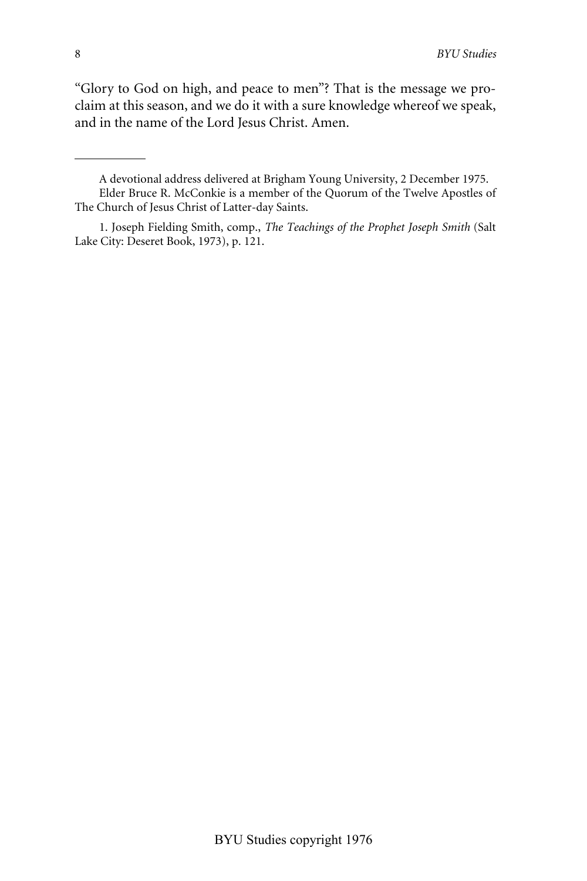"Glory to God on high, and peace to men"? That is the message we proclaim at this season, and we do it with a sure knowledge whereof we speak, and in the name of the Lord Jesus Christ. Amen.

---

A devotional address delivered at Brigham Young University, 2 December 1975.
Elder Bruce R. McConkie is a member of the Quorum of the Twelve Apostles of The Church of Jesus Christ of Latter-day Saints.

1. Joseph Fielding Smith, comp., *The Teachings of the Prophet Joseph Smith* (Salt Lake City: Deseret Book, 1973), p. 121.

BYU Studies copyright 1976